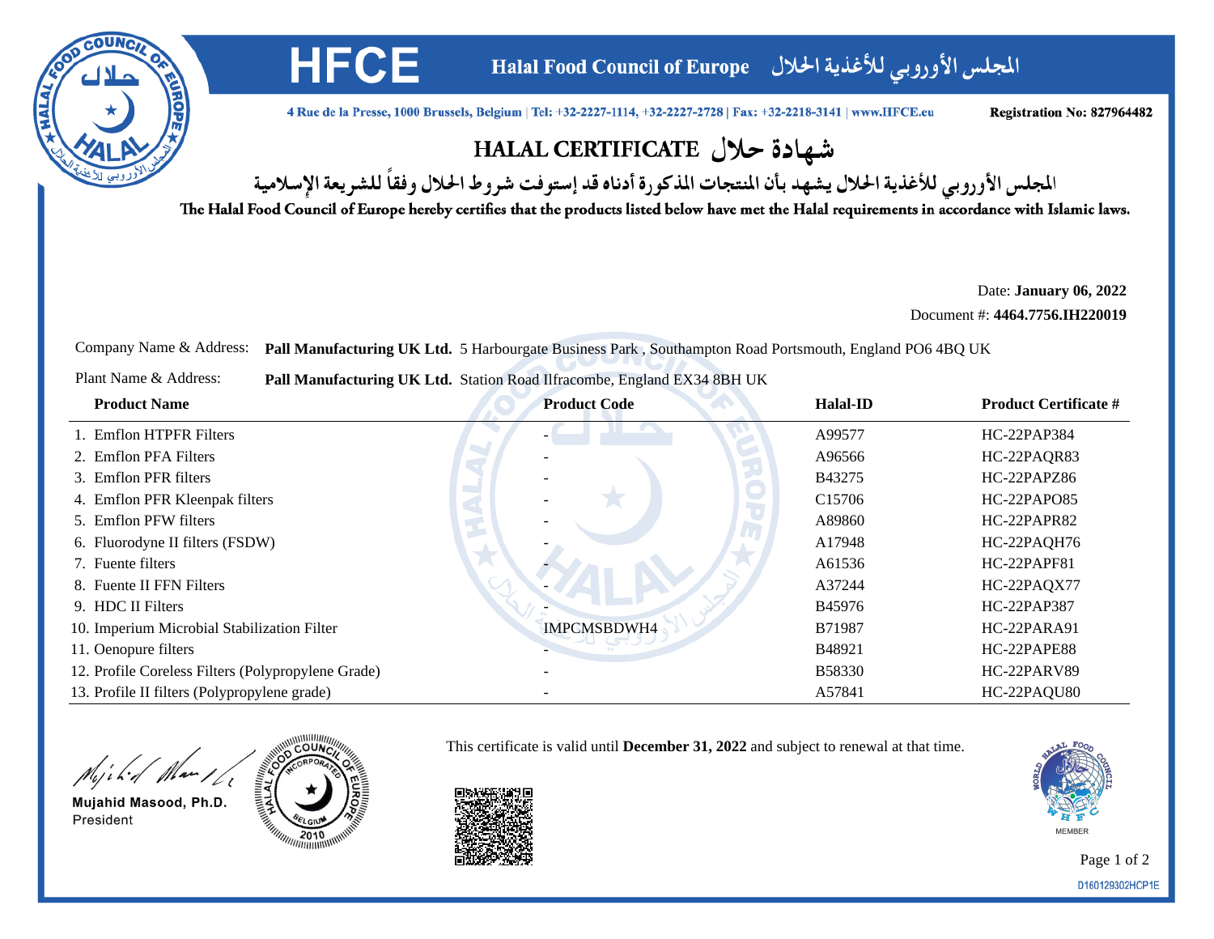# HFCE

**Halal Food Council of Europe** المجلس الأوروبي للأغذية الحلال

4 Rue de la Presse, 1000 Brussels, Belgium | Tel: +32-2227-1114, +32-2227-2728 | Fax: +32-2218-3141 | www.HFCE.eu

**Registration No: 827964482**

## HALAL CERTIFICATE شهادة حلال

المجلس الأوروبي للأغذية الحلال يشهد بأن المنتجات المذكورة أدناه قد إستوفت شروط الحلال وفقاً للشريعة الإسلامية

The Halal Food Council of Europe hereby certifies that the products listed below have met the Halal requirements in accordance with Islamic laws.

Date: **January 06, 2022**

Document #: **4464.7756.IH220019**

Company Name & Address: **Pall Manufacturing UK Ltd.** 5 Harbourgate Business Park , Southampton Road Portsmouth, England PO6 4BQ UK

Plant Name & Address: **Pall Manufacturing UK Ltd.** Station Road Ilfracombe, England EX34 8BH UK

| Product Name | Product Code | Halal-ID | Product Certificate # |
|---|---|---|---|
| 1. Emflon HTPFR Filters | - | A99577 | HC-22PAP384 |
| 2. Emflon PFA Filters | - | A96566 | HC-22PAQR83 |
| 3. Emflon PFR filters | - | B43275 | HC-22PAPZ86 |
| 4. Emflon PFR Kleenpak filters | - | C15706 | HC-22PAPO85 |
| 5. Emflon PFW filters | - | A89860 | HC-22PAPR82 |
| 6. Fluorodyne II filters (FSDW) | - | A17948 | HC-22PAQH76 |
| 7. Fuente filters | - | A61536 | HC-22PAPF81 |
| 8. Fuente II FFN Filters | - | A37244 | HC-22PAQX77 |
| 9. HDC II Filters | - | B45976 | HC-22PAP387 |
| 10. Imperium Microbial Stabilization Filter | IMPCMSBDWH4 | B71987 | HC-22PARA91 |
| 11. Oenopure filters | - | B48921 | HC-22PAPE88 |
| 12. Profile Coreless Filters (Polypropylene Grade) | - | B58330 | HC-22PARV89 |
| 13. Profile II filters (Polypropylene grade) | - | A57841 | HC-22PAQU80 |

Mujahid Masood, Ph.D.
President

This certificate is valid until **December 31, 2022** and subject to renewal at that time.

MEMBER

D160129302HCP1E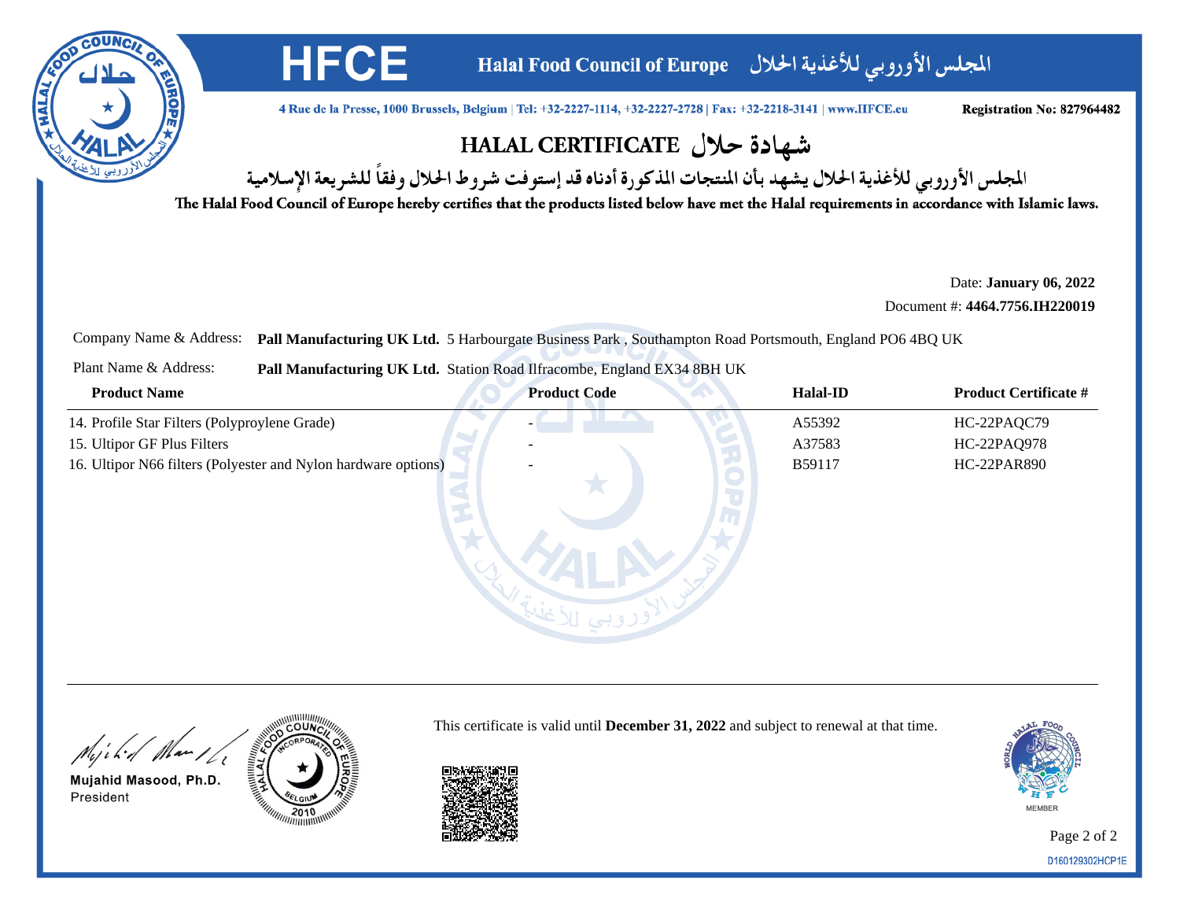# HFCE

**Halal Food Council of Europe** المجلس الأوروبي للأغذية الحلال

4 Rue de la Presse, 1000 Brussels, Belgium | Tel: +32-2227-1114, +32-2227-2728 | Fax: +32-2218-3141 | www.HFCE.eu

**Registration No: 827964482**

## HALAL CERTIFICATE شهادة حلال

المجلس الأوروبي للأغذية الحلال يشهد بأن المنتجات المذكورة أدناه قد إستوفت شروط الحلال وفقاً للشريعة الإسلامية

The Halal Food Council of Europe hereby certifies that the products listed below have met the Halal requirements in accordance with Islamic laws.

Date: **January 06, 2022**

Document #: **4464.7756.IH220019**

Company Name & Address: **Pall Manufacturing UK Ltd.** 5 Harbourgate Business Park , Southampton Road Portsmouth, England PO6 4BQ UK

Plant Name & Address: **Pall Manufacturing UK Ltd.** Station Road Ilfracombe, England EX34 8BH UK

| Product Name | Product Code | Halal-ID | Product Certificate # |
|---|---|---|---|
| 14. Profile Star Filters (Polyproylene Grade) | - | A55392 | HC-22PAQC79 |
| 15. Ultipor GF Plus Filters | - | A37583 | HC-22PAQ978 |
| 16. Ultipor N66 filters (Polyester and Nylon hardware options) | - | B59117 | HC-22PAR890 |

Mujahid Masood, Ph.D.
President

This certificate is valid until **December 31, 2022** and subject to renewal at that time.

MEMBER

D160129302HCP1E